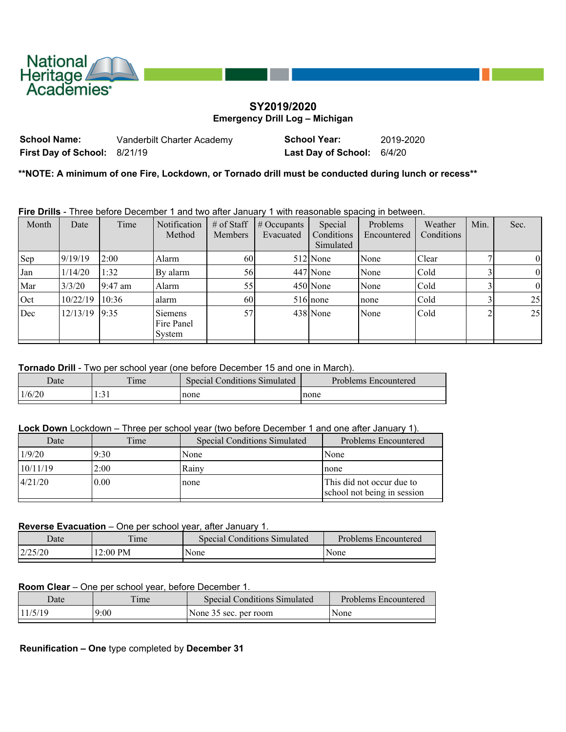National Heritage Academies

## SY2019/2020
**Emergency Drill Log – Michigan**

| **School Name:** | Vanderbilt Charter Academy | **School Year:** | 2019-2020 |
|---|---|---|---|
| **First Day of School:** | 8/21/19 | **Last Day of School:** | 6/4/20 |

**\*\*NOTE: A minimum of one Fire, Lockdown, or Tornado drill must be conducted during lunch or recess\*\***

**Fire Drills** - Three before December 1 and two after January 1 with reasonable spacing in between.

| Month | Date | Time | Notification Method | # of Staff Members | # Occupants Evacuated | Special Conditions Simulated | Problems Encountered | Weather Conditions | Min. | Sec. |
|---|---|---|---|---|---|---|---|---|---|---|
| Sep | 9/19/19 | 2:00 | Alarm | 60 | 512 | None | None | Clear | 7 | 0 |
| Jan | 1/14/20 | 1:32 | By alarm | 56 | 447 | None | None | Cold | 3 | 0 |
| Mar | 3/3/20 | 9:47 am | Alarm | 55 | 450 | None | None | Cold | 3 | 0 |
| Oct | 10/22/19 | 10:36 | alarm | 60 | 516 | none | none | Cold | 3 | 25 |
| Dec | 12/13/19 | 9:35 | Siemens Fire Panel System | 57 | 438 | None | None | Cold | 2 | 25 |

**Tornado Drill** - Two per school year (one before December 15 and one in March).

| Date | Time | Special Conditions Simulated | Problems Encountered |
|---|---|---|---|
| 1/6/20 | 1:31 | none | none |

**Lock Down** Lockdown – Three per school year (two before December 1 and one after January 1).

| Date | Time | Special Conditions Simulated | Problems Encountered |
|---|---|---|---|
| 1/9/20 | 9:30 | None | None |
| 10/11/19 | 2:00 | Rainy | none |
| 4/21/20 | 0.00 | none | This did not occur due to school not being in session |

**Reverse Evacuation** – One per school year, after January 1.

| Date | Time | Special Conditions Simulated | Problems Encountered |
|---|---|---|---|
| 2/25/20 | 12:00 PM | None | None |

**Room Clear** – One per school year, before December 1.

| Date | Time | Special Conditions Simulated | Problems Encountered |
|---|---|---|---|
| 11/5/19 | 9:00 | None 35 sec. per room | None |

**Reunification – One** type completed by **December 31**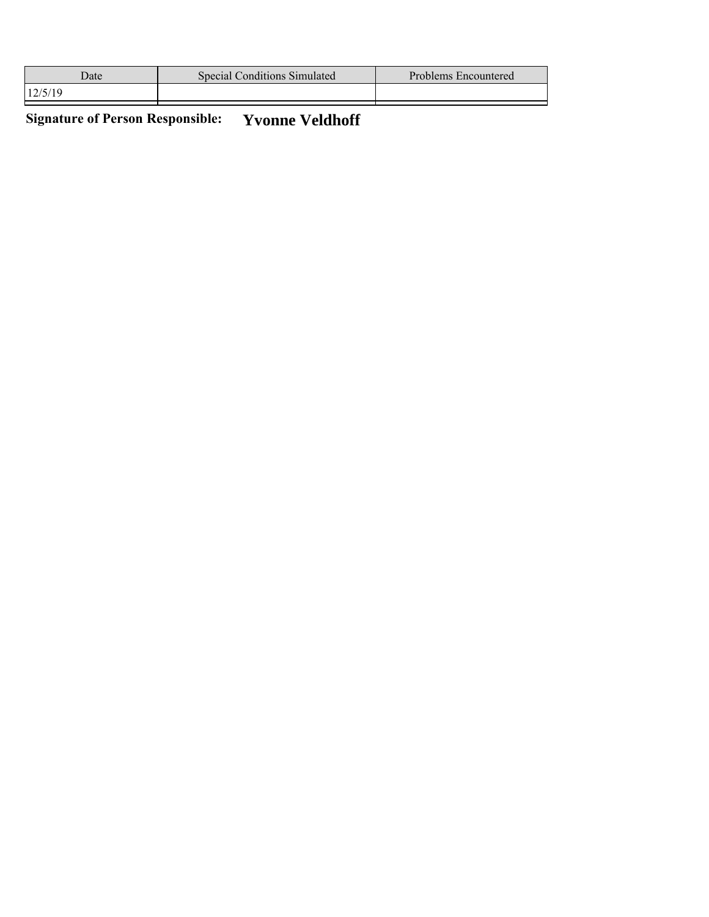| Date | Special Conditions Simulated | Problems Encountered |
| --- | --- | --- |
| 12/5/19 | | |

**Signature of Person Responsible:** **Yvonne Veldhoff**